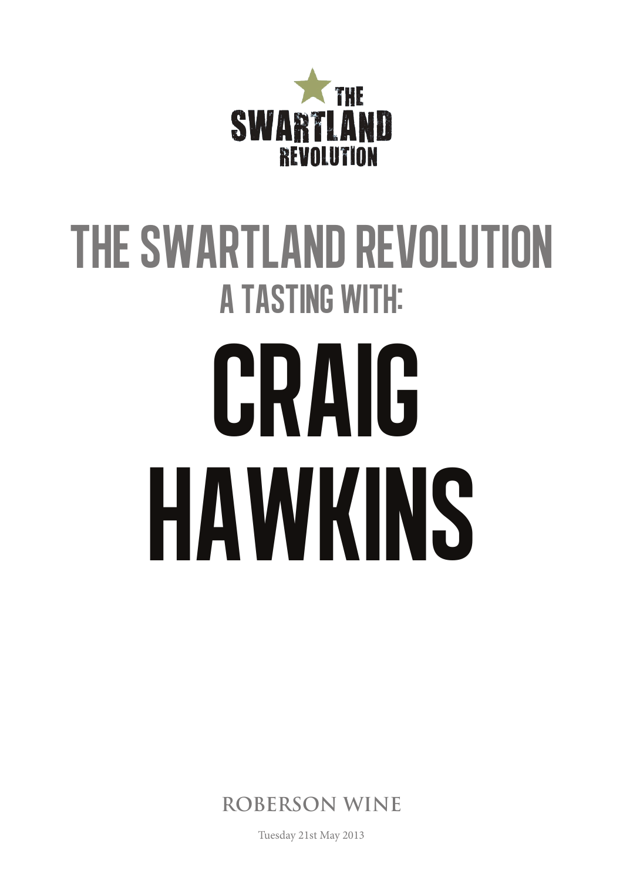THE SWARTLAND REVOLUTION

# THE SWARTLAND REVOLUTION

## A TASTING WITH:

# CRAIG HAWKINS

ROBERSON WINE

Tuesday 21st May 2013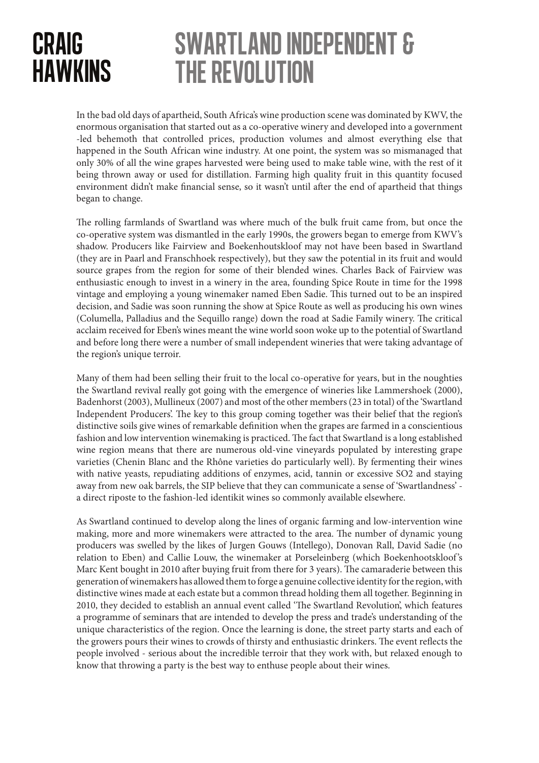# CRAIG HAWKINS

## SWARTLAND INDEPENDENT & THE REVOLUTION

In the bad old days of apartheid, South Africa's wine production scene was dominated by KWV, the enormous organisation that started out as a co-operative winery and developed into a government -led behemoth that controlled prices, production volumes and almost everything else that happened in the South African wine industry. At one point, the system was so mismanaged that only 30% of all the wine grapes harvested were being used to make table wine, with the rest of it being thrown away or used for distillation. Farming high quality fruit in this quantity focused environment didn't make financial sense, so it wasn't until after the end of apartheid that things began to change.

The rolling farmlands of Swartland was where much of the bulk fruit came from, but once the co-operative system was dismantled in the early 1990s, the growers began to emerge from KWV's shadow. Producers like Fairview and Boekenhoutskloof may not have been based in Swartland (they are in Paarl and Franschhoek respectively), but they saw the potential in its fruit and would source grapes from the region for some of their blended wines. Charles Back of Fairview was enthusiastic enough to invest in a winery in the area, founding Spice Route in time for the 1998 vintage and employing a young winemaker named Eben Sadie. This turned out to be an inspired decision, and Sadie was soon running the show at Spice Route as well as producing his own wines (Columella, Palladius and the Sequillo range) down the road at Sadie Family winery. The critical acclaim received for Eben's wines meant the wine world soon woke up to the potential of Swartland and before long there were a number of small independent wineries that were taking advantage of the region's unique terroir.

Many of them had been selling their fruit to the local co-operative for years, but in the noughties the Swartland revival really got going with the emergence of wineries like Lammershoek (2000), Badenhorst (2003), Mullineux (2007) and most of the other members (23 in total) of the 'Swartland Independent Producers'. The key to this group coming together was their belief that the region's distinctive soils give wines of remarkable definition when the grapes are farmed in a conscientious fashion and low intervention winemaking is practiced. The fact that Swartland is a long established wine region means that there are numerous old-vine vineyards populated by interesting grape varieties (Chenin Blanc and the Rhône varieties do particularly well). By fermenting their wines with native yeasts, repudiating additions of enzymes, acid, tannin or excessive SO2 and staying away from new oak barrels, the SIP believe that they can communicate a sense of 'Swartlandness' - a direct riposte to the fashion-led identikit wines so commonly available elsewhere.

As Swartland continued to develop along the lines of organic farming and low-intervention wine making, more and more winemakers were attracted to the area. The number of dynamic young producers was swelled by the likes of Jurgen Gouws (Intellego), Donovan Rall, David Sadie (no relation to Eben) and Callie Louw, the winemaker at Porseleinberg (which Boekenhootskloof's Marc Kent bought in 2010 after buying fruit from there for 3 years). The camaraderie between this generation of winemakers has allowed them to forge a genuine collective identity for the region, with distinctive wines made at each estate but a common thread holding them all together. Beginning in 2010, they decided to establish an annual event called 'The Swartland Revolution', which features a programme of seminars that are intended to develop the press and trade's understanding of the unique characteristics of the region. Once the learning is done, the street party starts and each of the growers pours their wines to crowds of thirsty and enthusiastic drinkers. The event reflects the people involved - serious about the incredible terroir that they work with, but relaxed enough to know that throwing a party is the best way to enthuse people about their wines.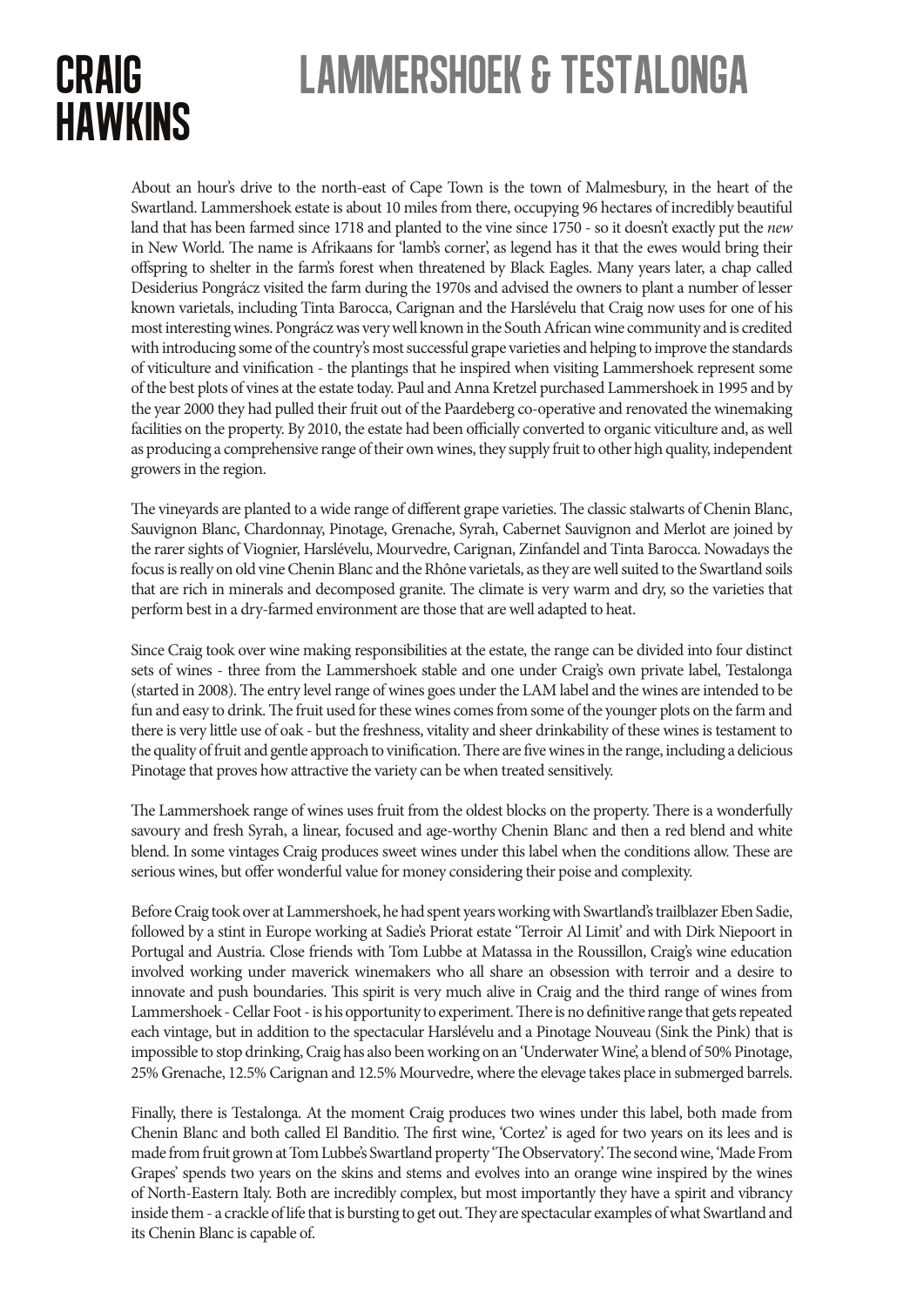# CRAIG HAWKINS

# LAMMERSHOEK & TESTALONGA

About an hour's drive to the north-east of Cape Town is the town of Malmesbury, in the heart of the Swartland. Lammershoek estate is about 10 miles from there, occupying 96 hectares of incredibly beautiful land that has been farmed since 1718 and planted to the vine since 1750 - so it doesn't exactly put the *new* in New World. The name is Afrikaans for 'lamb's corner', as legend has it that the ewes would bring their offspring to shelter in the farm's forest when threatened by Black Eagles. Many years later, a chap called Desiderius Pongrácz visited the farm during the 1970s and advised the owners to plant a number of lesser known varietals, including Tinta Barocca, Carignan and the Harslévelu that Craig now uses for one of his most interesting wines. Pongrácz was very well known in the South African wine community and is credited with introducing some of the country's most successful grape varieties and helping to improve the standards of viticulture and vinification - the plantings that he inspired when visiting Lammershoek represent some of the best plots of vines at the estate today. Paul and Anna Kretzel purchased Lammershoek in 1995 and by the year 2000 they had pulled their fruit out of the Paardeberg co-operative and renovated the winemaking facilities on the property. By 2010, the estate had been officially converted to organic viticulture and, as well as producing a comprehensive range of their own wines, they supply fruit to other high quality, independent growers in the region.

The vineyards are planted to a wide range of different grape varieties. The classic stalwarts of Chenin Blanc, Sauvignon Blanc, Chardonnay, Pinotage, Grenache, Syrah, Cabernet Sauvignon and Merlot are joined by the rarer sights of Viognier, Harslévelu, Mourvedre, Carignan, Zinfandel and Tinta Barocca. Nowadays the focus is really on old vine Chenin Blanc and the Rhône varietals, as they are well suited to the Swartland soils that are rich in minerals and decomposed granite. The climate is very warm and dry, so the varieties that perform best in a dry-farmed environment are those that are well adapted to heat.

Since Craig took over wine making responsibilities at the estate, the range can be divided into four distinct sets of wines - three from the Lammershoek stable and one under Craig's own private label, Testalonga (started in 2008). The entry level range of wines goes under the LAM label and the wines are intended to be fun and easy to drink. The fruit used for these wines comes from some of the younger plots on the farm and there is very little use of oak - but the freshness, vitality and sheer drinkability of these wines is testament to the quality of fruit and gentle approach to vinification. There are five wines in the range, including a delicious Pinotage that proves how attractive the variety can be when treated sensitively.

The Lammershoek range of wines uses fruit from the oldest blocks on the property. There is a wonderfully savoury and fresh Syrah, a linear, focused and age-worthy Chenin Blanc and then a red blend and white blend. In some vintages Craig produces sweet wines under this label when the conditions allow. These are serious wines, but offer wonderful value for money considering their poise and complexity.

Before Craig took over at Lammershoek, he had spent years working with Swartland's trailblazer Eben Sadie, followed by a stint in Europe working at Sadie's Priorat estate 'Terroir Al Limit' and with Dirk Niepoort in Portugal and Austria. Close friends with Tom Lubbe at Matassa in the Roussillon, Craig's wine education involved working under maverick winemakers who all share an obsession with terroir and a desire to innovate and push boundaries. This spirit is very much alive in Craig and the third range of wines from Lammershoek - Cellar Foot - is his opportunity to experiment. There is no definitive range that gets repeated each vintage, but in addition to the spectacular Harslévelu and a Pinotage Nouveau (Sink the Pink) that is impossible to stop drinking, Craig has also been working on an 'Underwater Wine', a blend of 50% Pinotage, 25% Grenache, 12.5% Carignan and 12.5% Mourvedre, where the elevage takes place in submerged barrels.

Finally, there is Testalonga. At the moment Craig produces two wines under this label, both made from Chenin Blanc and both called El Banditio. The first wine, 'Cortez' is aged for two years on its lees and is made from fruit grown at Tom Lubbe's Swartland property 'The Observatory'. The second wine, 'Made From Grapes' spends two years on the skins and stems and evolves into an orange wine inspired by the wines of North-Eastern Italy. Both are incredibly complex, but most importantly they have a spirit and vibrancy inside them - a crackle of life that is bursting to get out. They are spectacular examples of what Swartland and its Chenin Blanc is capable of.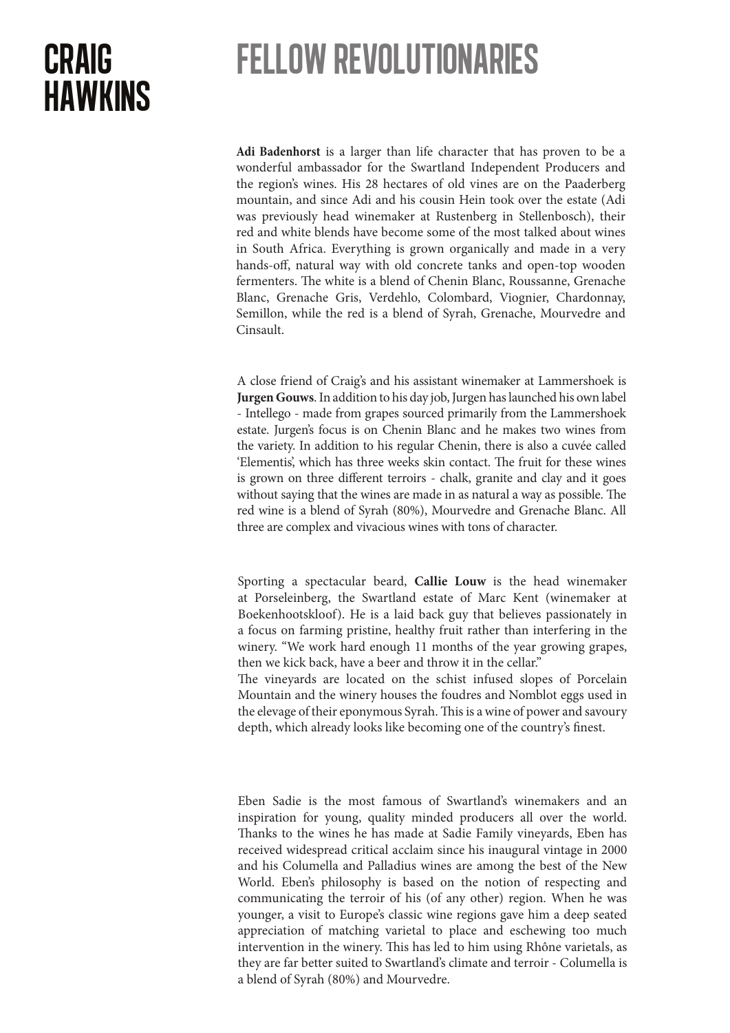# CRAIG HAWKINS

## FELLOW REVOLUTIONARIES

**Adi Badenhorst** is a larger than life character that has proven to be a wonderful ambassador for the Swartland Independent Producers and the region's wines. His 28 hectares of old vines are on the Paaderberg mountain, and since Adi and his cousin Hein took over the estate (Adi was previously head winemaker at Rustenberg in Stellenbosch), their red and white blends have become some of the most talked about wines in South Africa. Everything is grown organically and made in a very hands-off, natural way with old concrete tanks and open-top wooden fermenters. The white is a blend of Chenin Blanc, Roussanne, Grenache Blanc, Grenache Gris, Verdehlo, Colombard, Viognier, Chardonnay, Semillon, while the red is a blend of Syrah, Grenache, Mourvedre and Cinsault.

A close friend of Craig's and his assistant winemaker at Lammershoek is **Jurgen Gouws**. In addition to his day job, Jurgen has launched his own label - Intellego - made from grapes sourced primarily from the Lammershoek estate. Jurgen's focus is on Chenin Blanc and he makes two wines from the variety. In addition to his regular Chenin, there is also a cuvée called 'Elementis', which has three weeks skin contact. The fruit for these wines is grown on three different terroirs - chalk, granite and clay and it goes without saying that the wines are made in as natural a way as possible. The red wine is a blend of Syrah (80%), Mourvedre and Grenache Blanc. All three are complex and vivacious wines with tons of character.

Sporting a spectacular beard, **Callie Louw** is the head winemaker at Porseleinberg, the Swartland estate of Marc Kent (winemaker at Boekenhootskloof). He is a laid back guy that believes passionately in a focus on farming pristine, healthy fruit rather than interfering in the winery. "We work hard enough 11 months of the year growing grapes, then we kick back, have a beer and throw it in the cellar."
The vineyards are located on the schist infused slopes of Porcelain Mountain and the winery houses the foudres and Nomblot eggs used in the elevage of their eponymous Syrah. This is a wine of power and savoury depth, which already looks like becoming one of the country's finest.

Eben Sadie is the most famous of Swartland's winemakers and an inspiration for young, quality minded producers all over the world. Thanks to the wines he has made at Sadie Family vineyards, Eben has received widespread critical acclaim since his inaugural vintage in 2000 and his Columella and Palladius wines are among the best of the New World. Eben's philosophy is based on the notion of respecting and communicating the terroir of his (of any other) region. When he was younger, a visit to Europe's classic wine regions gave him a deep seated appreciation of matching varietal to place and eschewing too much intervention in the winery. This has led to him using Rhône varietals, as they are far better suited to Swartland's climate and terroir - Columella is a blend of Syrah (80%) and Mourvedre.